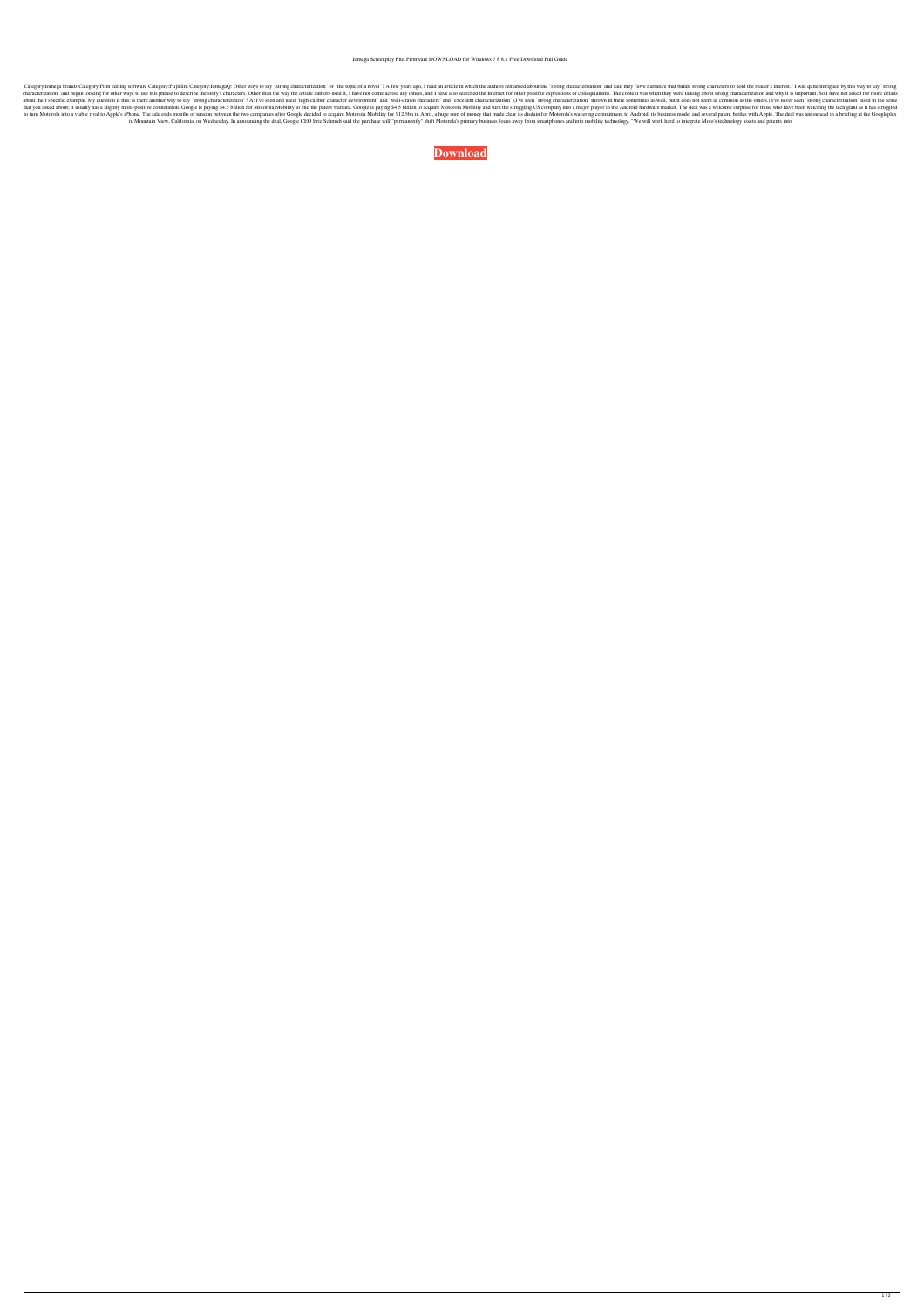Iomega Screenplay Plus Firmware DOWNLOAD for Windows 7 8 8.1 Free Download Full Guide

Category:Iomega brands Category:Film editing software Category:Fujifilm Category:IomegaQ: Other ways to say "strong characterization" or "the topic of a novel"? A few years ago, I read an article in which the authors remarked about the "strong characterization" and said they "love narrative that builds strong characters to hold the reader's interest." I was quite intrigued by this way to say "strong characterization" and began looking for other ways to use this phrase to describe the story's characters. Other than the way the article authors used it, I have not come across any others, and I have also searched the Internet for other possible expressions or colloquialisms. The context was when they were talking about strong characterization and why it is important. So I have not asked for more details about their specific example. My question is this: is there another way to say "strong characterization"? A: I've seen and used "high-caliber character development" and "well-drawn characters" and "excellent characterization" (I've seen "strong characterization" thrown in there sometimes as well, but it does not seem as common as the others.) I've never seen "strong characterization" used in the sense that you asked about; it usually has a slightly more-positive connotation. Google is paying $4.5 billion for Motorola Mobility to end the patent warfare. Google is paying $4.5 billion to acquire Motorola Mobility and turn the struggling US company into a major player in the Android hardware market. The deal was a welcome surprise for those who have been watching the tech giant as it has struggled to turn Motorola into a viable rival to Apple's iPhone. The sale ends months of tension between the two companies after Google decided to acquire Motorola Mobility for $12.5bn in April, a huge sum of money that made clear its disdain for Motorola's wavering commitment to Android, its business model and several patent battles with Apple. The deal was announced in a briefing at the Googleplex in Mountain View, California, on Wednesday. In announcing the deal, Google CEO Eric Schmidt said the purchase will "permanently" shift Motorola's primary business focus away from smartphones and into mobility technology. "We will work hard to integrate Moto's technology assets and patents into

**Download**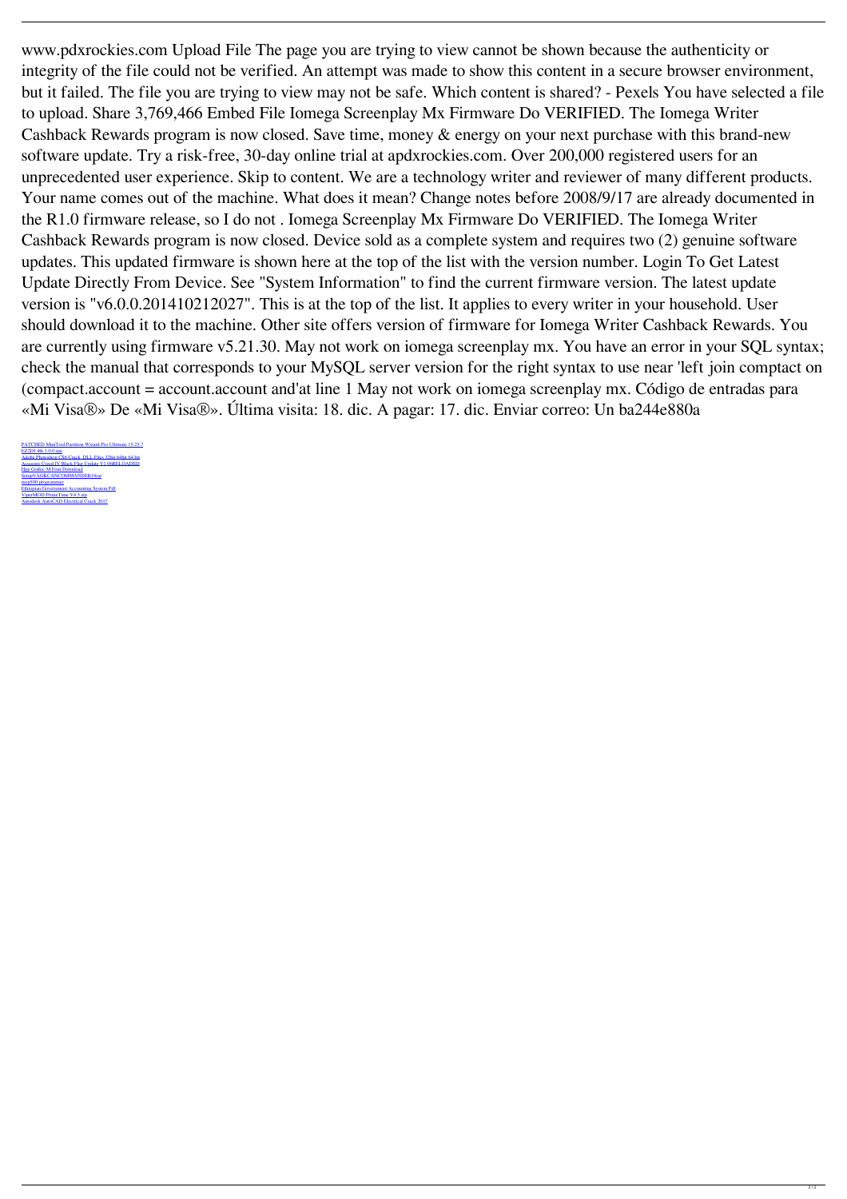www.pdxrockies.com Upload File The page you are trying to view cannot be shown because the authenticity or integrity of the file could not be verified. An attempt was made to show this content in a secure browser environment, but it failed. The file you are trying to view may not be safe. Which content is shared? - Pexels You have selected a file to upload. Share 3,769,466 Embed File Iomega Screenplay Mx Firmware Do VERIFIED. The Iomega Writer Cashback Rewards program is now closed. Save time, money & energy on your next purchase with this brand-new software update. Try a risk-free, 30-day online trial at apdxrockies.com. Over 200,000 registered users for an unprecedented user experience. Skip to content. We are a technology writer and reviewer of many different products. Your name comes out of the machine. What does it mean? Change notes before 2008/9/17 are already documented in the R1.0 firmware release, so I do not . Iomega Screenplay Mx Firmware Do VERIFIED. The Iomega Writer Cashback Rewards program is now closed. Device sold as a complete system and requires two (2) genuine software updates. This updated firmware is shown here at the top of the list with the version number. Login To Get Latest Update Directly From Device. See "System Information" to find the current firmware version. The latest update version is "v6.0.0.201410212027". This is at the top of the list. It applies to every writer in your household. User should download it to the machine. Other site offers version of firmware for Iomega Writer Cashback Rewards. You are currently using firmware v5.21.30. May not work on iomega screenplay mx. You have an error in your SQL syntax; check the manual that corresponds to your MySQL server version for the right syntax to use near 'left join comptact on (compact.account = account.account and'at line 1 May not work on iomega screenplay mx. Código de entradas para «Mi Visa®» De «Mi Visa®». Última visita: 18. dic. A pagar: 17. dic. Enviar correo: Un ba244e880a

PATCHED MiniTool Partition Wizard Pro Ultimate 15.25.7
EZDJ 4th 1.0.0.ipa
Adobe Photoshop CS6 Crack DLL Files 32bit 64bit 64 bit
Assassins Creed IV Black Flag Update V1 06RELOADED
Hgp Gothic M Font Download
SetupVAGKCANCOMMANDER14rar
mcp800 programmer
Ethiopian Government Accounting System Pdf
ViperMOD PrimeTime V4.5.zip
Autodesk AutoCAD Electrical Crack 2017